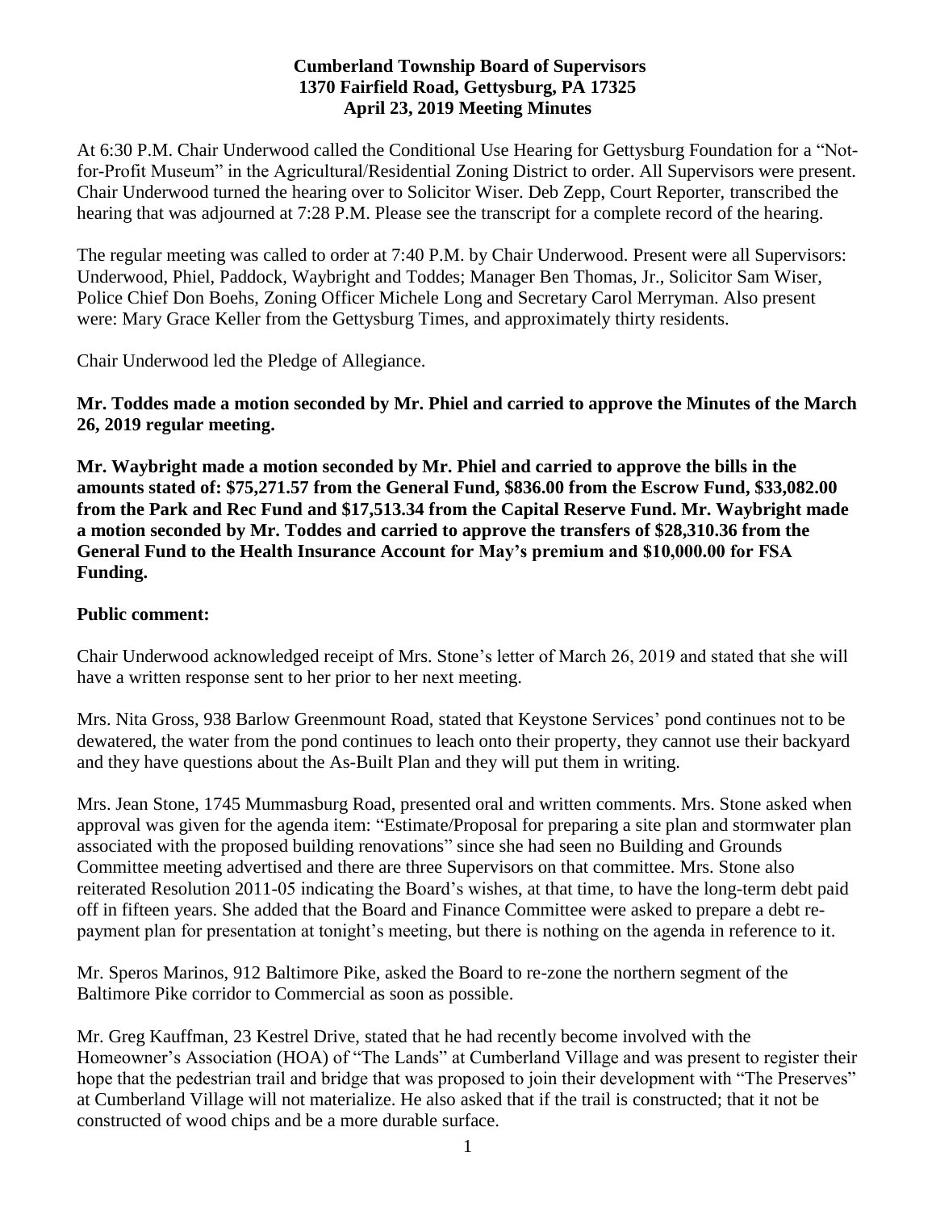**Cumberland Township Board of Supervisors**
**1370 Fairfield Road, Gettysburg, PA 17325**
**April 23, 2019 Meeting Minutes**

At 6:30 P.M. Chair Underwood called the Conditional Use Hearing for Gettysburg Foundation for a "Not-for-Profit Museum" in the Agricultural/Residential Zoning District to order. All Supervisors were present. Chair Underwood turned the hearing over to Solicitor Wiser. Deb Zepp, Court Reporter, transcribed the hearing that was adjourned at 7:28 P.M. Please see the transcript for a complete record of the hearing.

The regular meeting was called to order at 7:40 P.M. by Chair Underwood. Present were all Supervisors: Underwood, Phiel, Paddock, Waybright and Toddes; Manager Ben Thomas, Jr., Solicitor Sam Wiser, Police Chief Don Boehs, Zoning Officer Michele Long and Secretary Carol Merryman. Also present were: Mary Grace Keller from the Gettysburg Times, and approximately thirty residents.

Chair Underwood led the Pledge of Allegiance.

**Mr. Toddes made a motion seconded by Mr. Phiel and carried to approve the Minutes of the March 26, 2019 regular meeting.**

**Mr. Waybright made a motion seconded by Mr. Phiel and carried to approve the bills in the amounts stated of: $75,271.57 from the General Fund, $836.00 from the Escrow Fund, $33,082.00 from the Park and Rec Fund and $17,513.34 from the Capital Reserve Fund. Mr. Waybright made a motion seconded by Mr. Toddes and carried to approve the transfers of $28,310.36 from the General Fund to the Health Insurance Account for May's premium and $10,000.00 for FSA Funding.**

**Public comment:**

Chair Underwood acknowledged receipt of Mrs. Stone's letter of March 26, 2019 and stated that she will have a written response sent to her prior to her next meeting.

Mrs. Nita Gross, 938 Barlow Greenmount Road, stated that Keystone Services' pond continues not to be dewatered, the water from the pond continues to leach onto their property, they cannot use their backyard and they have questions about the As-Built Plan and they will put them in writing.

Mrs. Jean Stone, 1745 Mummasburg Road, presented oral and written comments. Mrs. Stone asked when approval was given for the agenda item: "Estimate/Proposal for preparing a site plan and stormwater plan associated with the proposed building renovations" since she had seen no Building and Grounds Committee meeting advertised and there are three Supervisors on that committee. Mrs. Stone also reiterated Resolution 2011-05 indicating the Board's wishes, at that time, to have the long-term debt paid off in fifteen years. She added that the Board and Finance Committee were asked to prepare a debt re-payment plan for presentation at tonight's meeting, but there is nothing on the agenda in reference to it.

Mr. Speros Marinos, 912 Baltimore Pike, asked the Board to re-zone the northern segment of the Baltimore Pike corridor to Commercial as soon as possible.

Mr. Greg Kauffman, 23 Kestrel Drive, stated that he had recently become involved with the Homeowner's Association (HOA) of "The Lands" at Cumberland Village and was present to register their hope that the pedestrian trail and bridge that was proposed to join their development with "The Preserves" at Cumberland Village will not materialize. He also asked that if the trail is constructed; that it not be constructed of wood chips and be a more durable surface.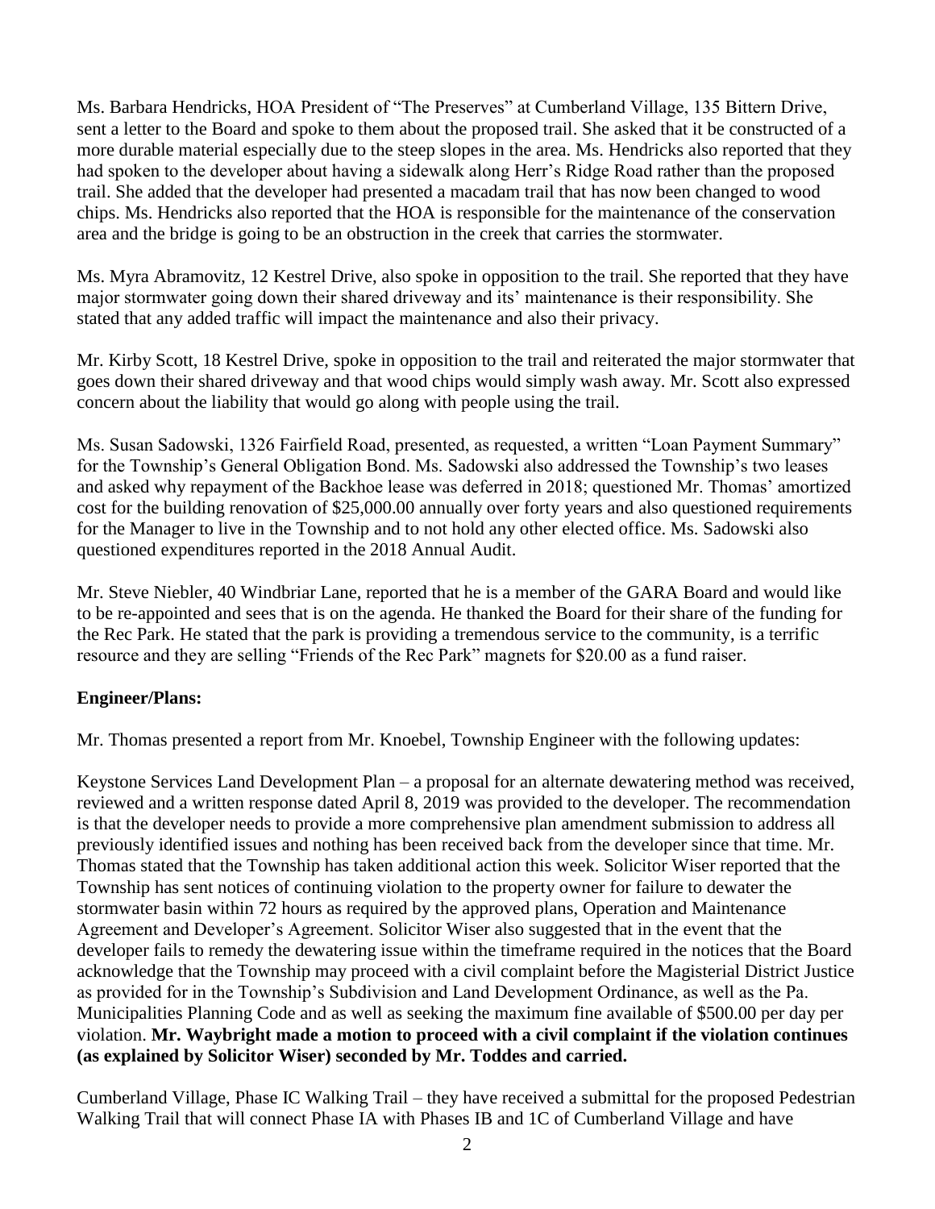Ms. Barbara Hendricks, HOA President of "The Preserves" at Cumberland Village, 135 Bittern Drive, sent a letter to the Board and spoke to them about the proposed trail. She asked that it be constructed of a more durable material especially due to the steep slopes in the area. Ms. Hendricks also reported that they had spoken to the developer about having a sidewalk along Herr's Ridge Road rather than the proposed trail. She added that the developer had presented a macadam trail that has now been changed to wood chips. Ms. Hendricks also reported that the HOA is responsible for the maintenance of the conservation area and the bridge is going to be an obstruction in the creek that carries the stormwater.

Ms. Myra Abramovitz, 12 Kestrel Drive, also spoke in opposition to the trail. She reported that they have major stormwater going down their shared driveway and its' maintenance is their responsibility. She stated that any added traffic will impact the maintenance and also their privacy.

Mr. Kirby Scott, 18 Kestrel Drive, spoke in opposition to the trail and reiterated the major stormwater that goes down their shared driveway and that wood chips would simply wash away. Mr. Scott also expressed concern about the liability that would go along with people using the trail.

Ms. Susan Sadowski, 1326 Fairfield Road, presented, as requested, a written "Loan Payment Summary" for the Township's General Obligation Bond. Ms. Sadowski also addressed the Township's two leases and asked why repayment of the Backhoe lease was deferred in 2018; questioned Mr. Thomas' amortized cost for the building renovation of $25,000.00 annually over forty years and also questioned requirements for the Manager to live in the Township and to not hold any other elected office. Ms. Sadowski also questioned expenditures reported in the 2018 Annual Audit.

Mr. Steve Niebler, 40 Windbriar Lane, reported that he is a member of the GARA Board and would like to be re-appointed and sees that is on the agenda. He thanked the Board for their share of the funding for the Rec Park. He stated that the park is providing a tremendous service to the community, is a terrific resource and they are selling "Friends of the Rec Park" magnets for $20.00 as a fund raiser.

**Engineer/Plans:**

Mr. Thomas presented a report from Mr. Knoebel, Township Engineer with the following updates:

Keystone Services Land Development Plan – a proposal for an alternate dewatering method was received, reviewed and a written response dated April 8, 2019 was provided to the developer. The recommendation is that the developer needs to provide a more comprehensive plan amendment submission to address all previously identified issues and nothing has been received back from the developer since that time. Mr. Thomas stated that the Township has taken additional action this week. Solicitor Wiser reported that the Township has sent notices of continuing violation to the property owner for failure to dewater the stormwater basin within 72 hours as required by the approved plans, Operation and Maintenance Agreement and Developer's Agreement. Solicitor Wiser also suggested that in the event that the developer fails to remedy the dewatering issue within the timeframe required in the notices that the Board acknowledge that the Township may proceed with a civil complaint before the Magisterial District Justice as provided for in the Township's Subdivision and Land Development Ordinance, as well as the Pa. Municipalities Planning Code and as well as seeking the maximum fine available of $500.00 per day per violation. **Mr. Waybright made a motion to proceed with a civil complaint if the violation continues (as explained by Solicitor Wiser) seconded by Mr. Toddes and carried.**

Cumberland Village, Phase IC Walking Trail – they have received a submittal for the proposed Pedestrian Walking Trail that will connect Phase IA with Phases IB and 1C of Cumberland Village and have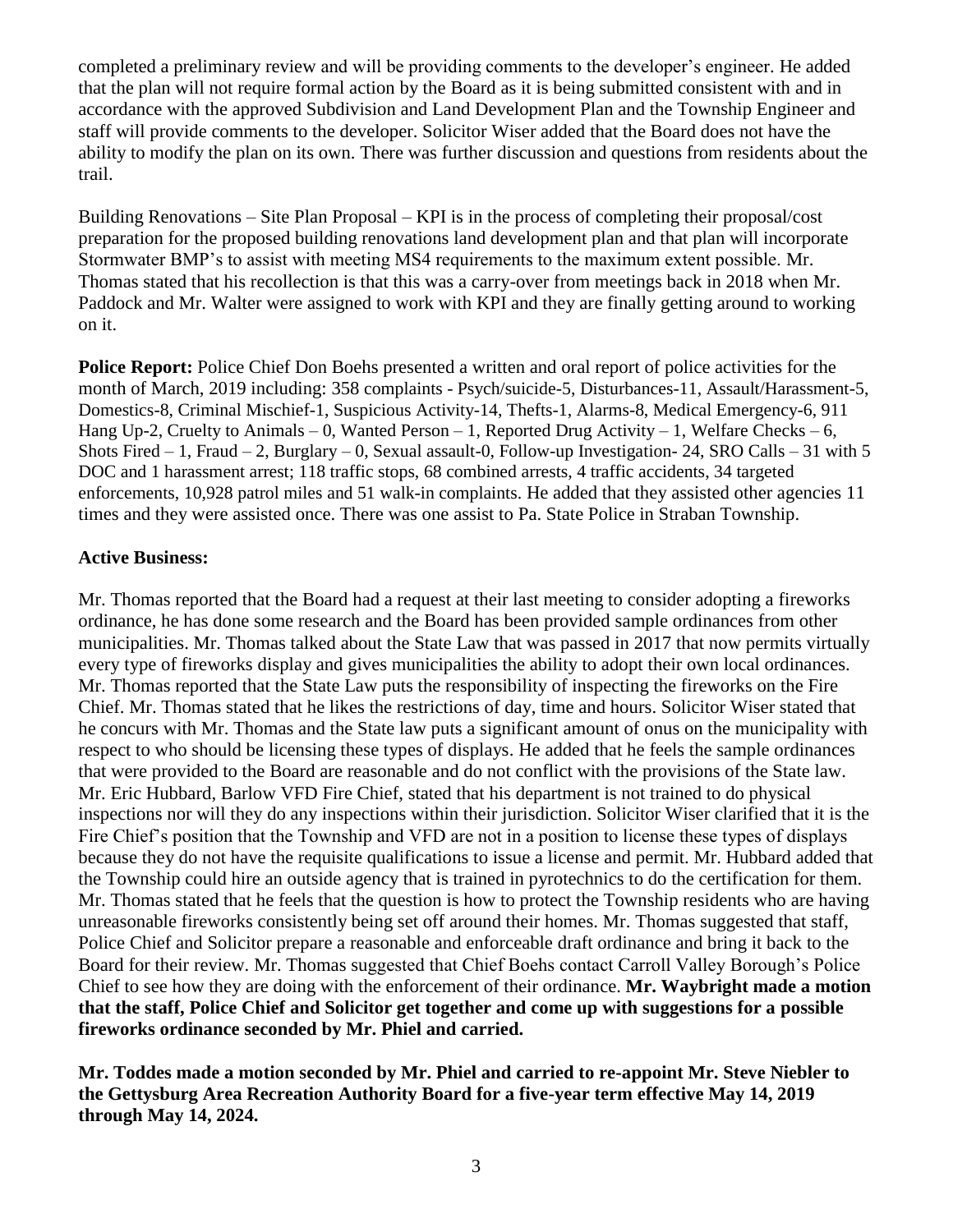completed a preliminary review and will be providing comments to the developer's engineer. He added that the plan will not require formal action by the Board as it is being submitted consistent with and in accordance with the approved Subdivision and Land Development Plan and the Township Engineer and staff will provide comments to the developer. Solicitor Wiser added that the Board does not have the ability to modify the plan on its own. There was further discussion and questions from residents about the trail.

Building Renovations – Site Plan Proposal – KPI is in the process of completing their proposal/cost preparation for the proposed building renovations land development plan and that plan will incorporate Stormwater BMP's to assist with meeting MS4 requirements to the maximum extent possible. Mr. Thomas stated that his recollection is that this was a carry-over from meetings back in 2018 when Mr. Paddock and Mr. Walter were assigned to work with KPI and they are finally getting around to working on it.

**Police Report:** Police Chief Don Boehs presented a written and oral report of police activities for the month of March, 2019 including: 358 complaints - Psych/suicide-5, Disturbances-11, Assault/Harassment-5, Domestics-8, Criminal Mischief-1, Suspicious Activity-14, Thefts-1, Alarms-8, Medical Emergency-6, 911 Hang Up-2, Cruelty to Animals – 0, Wanted Person – 1, Reported Drug Activity – 1, Welfare Checks – 6, Shots Fired – 1, Fraud – 2, Burglary – 0, Sexual assault-0, Follow-up Investigation- 24, SRO Calls – 31 with 5 DOC and 1 harassment arrest; 118 traffic stops, 68 combined arrests, 4 traffic accidents, 34 targeted enforcements, 10,928 patrol miles and 51 walk-in complaints. He added that they assisted other agencies 11 times and they were assisted once. There was one assist to Pa. State Police in Straban Township.

**Active Business:**

Mr. Thomas reported that the Board had a request at their last meeting to consider adopting a fireworks ordinance, he has done some research and the Board has been provided sample ordinances from other municipalities. Mr. Thomas talked about the State Law that was passed in 2017 that now permits virtually every type of fireworks display and gives municipalities the ability to adopt their own local ordinances. Mr. Thomas reported that the State Law puts the responsibility of inspecting the fireworks on the Fire Chief. Mr. Thomas stated that he likes the restrictions of day, time and hours. Solicitor Wiser stated that he concurs with Mr. Thomas and the State law puts a significant amount of onus on the municipality with respect to who should be licensing these types of displays. He added that he feels the sample ordinances that were provided to the Board are reasonable and do not conflict with the provisions of the State law. Mr. Eric Hubbard, Barlow VFD Fire Chief, stated that his department is not trained to do physical inspections nor will they do any inspections within their jurisdiction. Solicitor Wiser clarified that it is the Fire Chief's position that the Township and VFD are not in a position to license these types of displays because they do not have the requisite qualifications to issue a license and permit. Mr. Hubbard added that the Township could hire an outside agency that is trained in pyrotechnics to do the certification for them. Mr. Thomas stated that he feels that the question is how to protect the Township residents who are having unreasonable fireworks consistently being set off around their homes. Mr. Thomas suggested that staff, Police Chief and Solicitor prepare a reasonable and enforceable draft ordinance and bring it back to the Board for their review. Mr. Thomas suggested that Chief Boehs contact Carroll Valley Borough's Police Chief to see how they are doing with the enforcement of their ordinance. **Mr. Waybright made a motion that the staff, Police Chief and Solicitor get together and come up with suggestions for a possible fireworks ordinance seconded by Mr. Phiel and carried.**

**Mr. Toddes made a motion seconded by Mr. Phiel and carried to re-appoint Mr. Steve Niebler to the Gettysburg Area Recreation Authority Board for a five-year term effective May 14, 2019 through May 14, 2024.**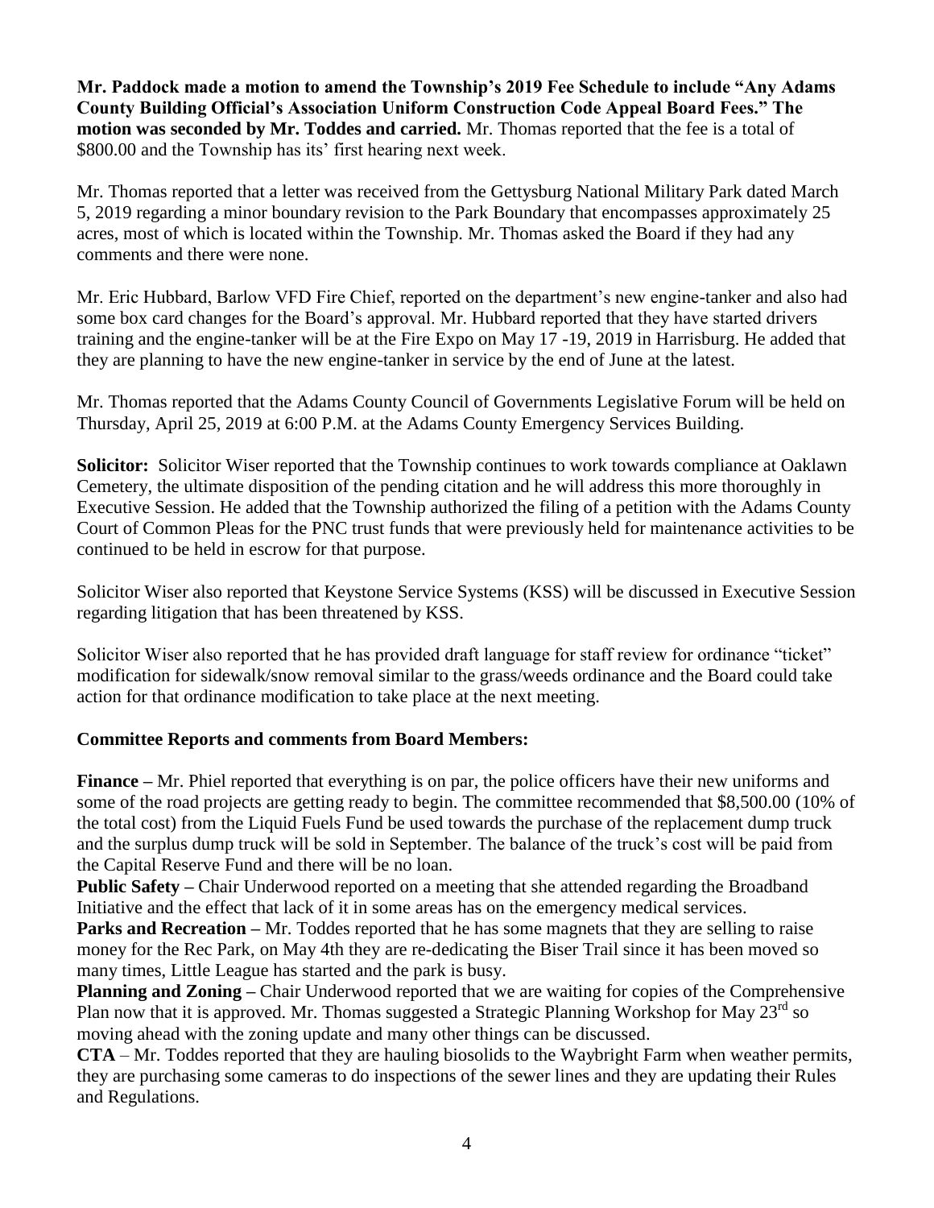**Mr. Paddock made a motion to amend the Township's 2019 Fee Schedule to include "Any Adams County Building Official's Association Uniform Construction Code Appeal Board Fees." The motion was seconded by Mr. Toddes and carried.** Mr. Thomas reported that the fee is a total of $800.00 and the Township has its' first hearing next week.

Mr. Thomas reported that a letter was received from the Gettysburg National Military Park dated March 5, 2019 regarding a minor boundary revision to the Park Boundary that encompasses approximately 25 acres, most of which is located within the Township. Mr. Thomas asked the Board if they had any comments and there were none.

Mr. Eric Hubbard, Barlow VFD Fire Chief, reported on the department's new engine-tanker and also had some box card changes for the Board's approval. Mr. Hubbard reported that they have started drivers training and the engine-tanker will be at the Fire Expo on May 17 -19, 2019 in Harrisburg. He added that they are planning to have the new engine-tanker in service by the end of June at the latest.

Mr. Thomas reported that the Adams County Council of Governments Legislative Forum will be held on Thursday, April 25, 2019 at 6:00 P.M. at the Adams County Emergency Services Building.

**Solicitor:** Solicitor Wiser reported that the Township continues to work towards compliance at Oaklawn Cemetery, the ultimate disposition of the pending citation and he will address this more thoroughly in Executive Session. He added that the Township authorized the filing of a petition with the Adams County Court of Common Pleas for the PNC trust funds that were previously held for maintenance activities to be continued to be held in escrow for that purpose.

Solicitor Wiser also reported that Keystone Service Systems (KSS) will be discussed in Executive Session regarding litigation that has been threatened by KSS.

Solicitor Wiser also reported that he has provided draft language for staff review for ordinance "ticket" modification for sidewalk/snow removal similar to the grass/weeds ordinance and the Board could take action for that ordinance modification to take place at the next meeting.

**Committee Reports and comments from Board Members:**

**Finance –** Mr. Phiel reported that everything is on par, the police officers have their new uniforms and some of the road projects are getting ready to begin. The committee recommended that $8,500.00 (10% of the total cost) from the Liquid Fuels Fund be used towards the purchase of the replacement dump truck and the surplus dump truck will be sold in September. The balance of the truck's cost will be paid from the Capital Reserve Fund and there will be no loan.

**Public Safety –** Chair Underwood reported on a meeting that she attended regarding the Broadband Initiative and the effect that lack of it in some areas has on the emergency medical services.

**Parks and Recreation –** Mr. Toddes reported that he has some magnets that they are selling to raise money for the Rec Park, on May 4th they are re-dedicating the Biser Trail since it has been moved so many times, Little League has started and the park is busy.

**Planning and Zoning –** Chair Underwood reported that we are waiting for copies of the Comprehensive Plan now that it is approved. Mr. Thomas suggested a Strategic Planning Workshop for May 23rd so moving ahead with the zoning update and many other things can be discussed.

**CTA** – Mr. Toddes reported that they are hauling biosolids to the Waybright Farm when weather permits, they are purchasing some cameras to do inspections of the sewer lines and they are updating their Rules and Regulations.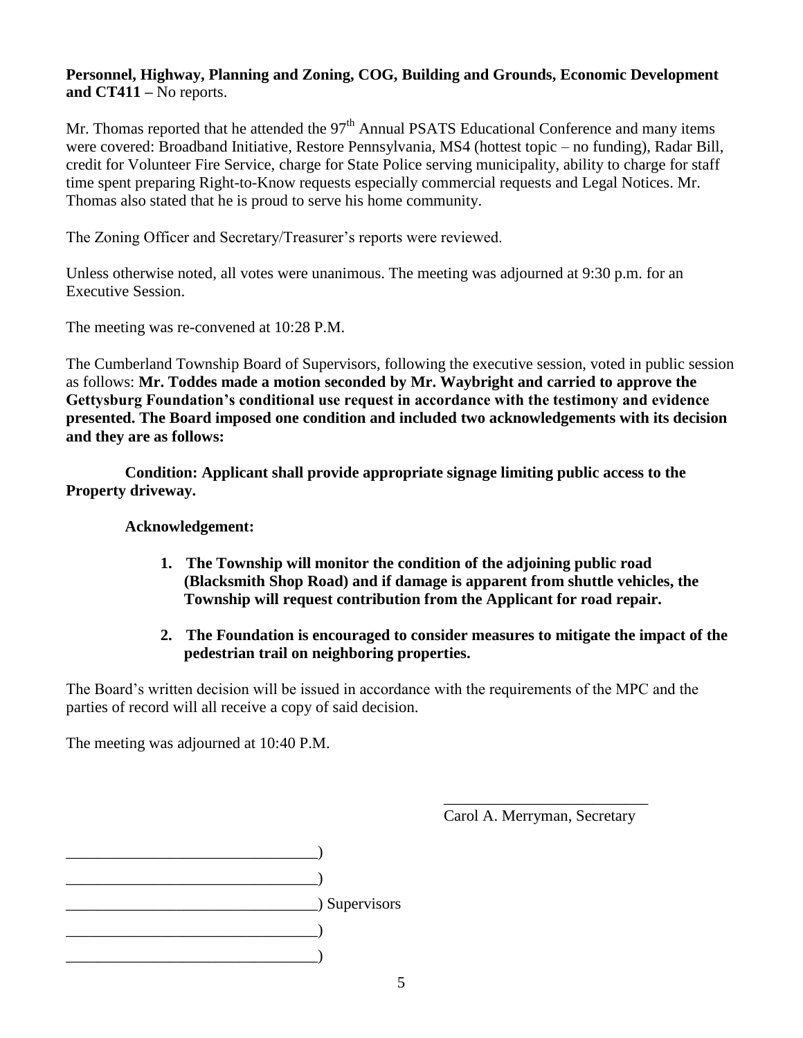**Personnel, Highway, Planning and Zoning, COG, Building and Grounds, Economic Development and CT411 –** No reports.

Mr. Thomas reported that he attended the 97th Annual PSATS Educational Conference and many items were covered: Broadband Initiative, Restore Pennsylvania, MS4 (hottest topic – no funding), Radar Bill, credit for Volunteer Fire Service, charge for State Police serving municipality, ability to charge for staff time spent preparing Right-to-Know requests especially commercial requests and Legal Notices. Mr. Thomas also stated that he is proud to serve his home community.

The Zoning Officer and Secretary/Treasurer's reports were reviewed.

Unless otherwise noted, all votes were unanimous. The meeting was adjourned at 9:30 p.m. for an Executive Session.

The meeting was re-convened at 10:28 P.M.

The Cumberland Township Board of Supervisors, following the executive session, voted in public session as follows: **Mr. Toddes made a motion seconded by Mr. Waybright and carried to approve the Gettysburg Foundation's conditional use request in accordance with the testimony and evidence presented. The Board imposed one condition and included two acknowledgements with its decision and they are as follows:**

**Condition: Applicant shall provide appropriate signage limiting public access to the Property driveway.**

**Acknowledgement:**

1. **The Township will monitor the condition of the adjoining public road (Blacksmith Shop Road) and if damage is apparent from shuttle vehicles, the Township will request contribution from the Applicant for road repair.**
2. **The Foundation is encouraged to consider measures to mitigate the impact of the pedestrian trail on neighboring properties.**

The Board's written decision will be issued in accordance with the requirements of the MPC and the parties of record will all receive a copy of said decision.

The meeting was adjourned at 10:40 P.M.

\_\_\_\_\_\_\_\_\_\_\_\_\_\_\_\_\_\_\_\_\_\_\_\_\_\_
Carol A. Merryman, Secretary

\_\_\_\_\_\_\_\_\_\_\_\_\_\_\_\_\_\_\_\_\_\_\_\_\_\_\_\_\_\_\_\_)
\_\_\_\_\_\_\_\_\_\_\_\_\_\_\_\_\_\_\_\_\_\_\_\_\_\_\_\_\_\_\_\_)
\_\_\_\_\_\_\_\_\_\_\_\_\_\_\_\_\_\_\_\_\_\_\_\_\_\_\_\_\_\_\_\_) Supervisors
\_\_\_\_\_\_\_\_\_\_\_\_\_\_\_\_\_\_\_\_\_\_\_\_\_\_\_\_\_\_\_\_)
\_\_\_\_\_\_\_\_\_\_\_\_\_\_\_\_\_\_\_\_\_\_\_\_\_\_\_\_\_\_\_\_)